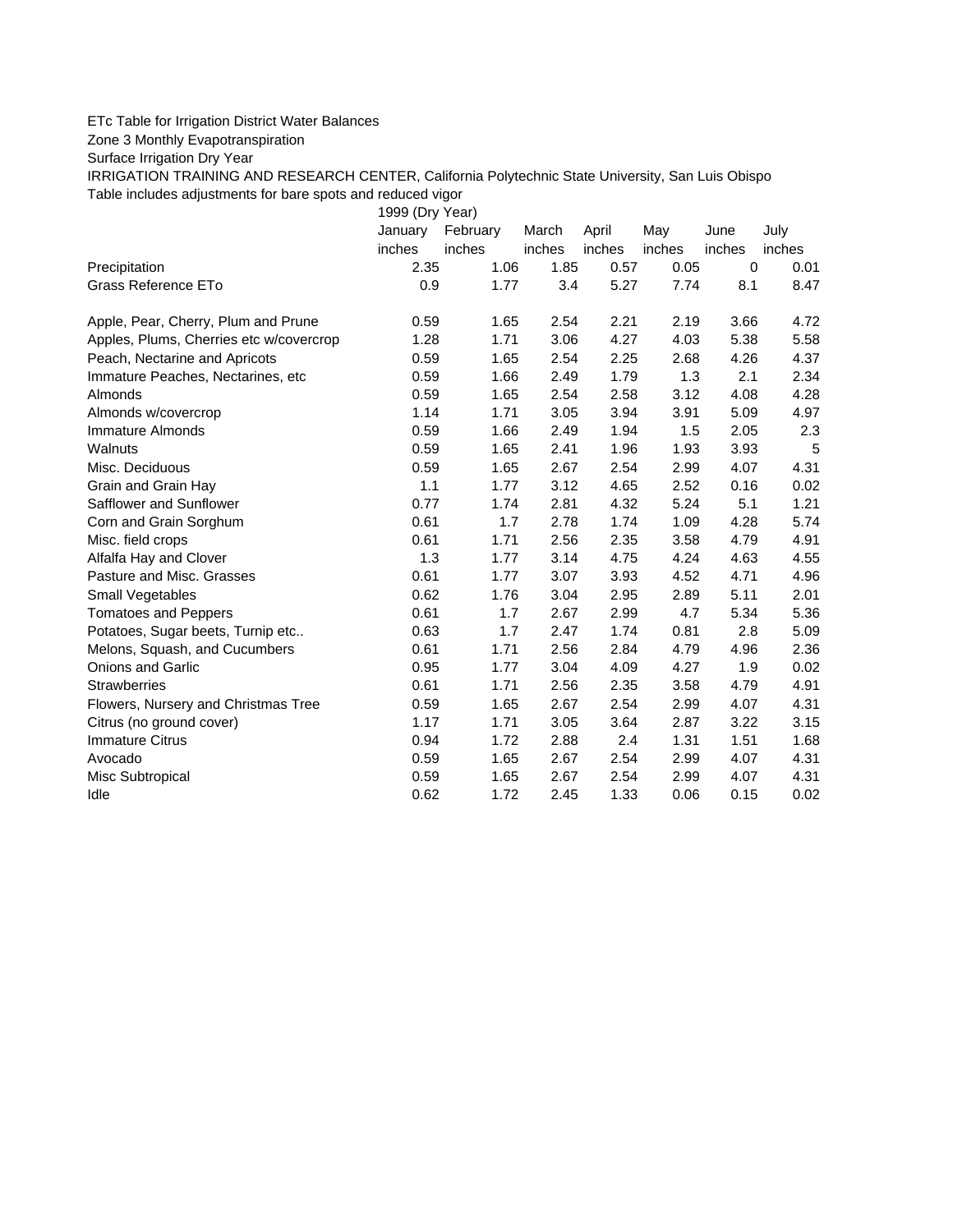ETc Table for Irrigation District Water Balances

Zone 3 Monthly Evapotranspiration

Surface Irrigation Dry Year

IRRIGATION TRAINING AND RESEARCH CENTER, California Polytechnic State University, San Luis Obispo

Table includes adjustments for bare spots and reduced vigor

| | 1999 (Dry Year) | | | | | | |
|---|---|---|---|---|---|---|---|
| | January | February | March | April | May | June | July |
| | inches | inches | inches | inches | inches | inches | inches |
| Precipitation | 2.35 | 1.06 | 1.85 | 0.57 | 0.05 | 0 | 0.01 |
| Grass Reference ETo | 0.9 | 1.77 | 3.4 | 5.27 | 7.74 | 8.1 | 8.47 |
| | | | | | | | |
| Apple, Pear, Cherry, Plum and Prune | 0.59 | 1.65 | 2.54 | 2.21 | 2.19 | 3.66 | 4.72 |
| Apples, Plums, Cherries etc w/covercrop | 1.28 | 1.71 | 3.06 | 4.27 | 4.03 | 5.38 | 5.58 |
| Peach, Nectarine and Apricots | 0.59 | 1.65 | 2.54 | 2.25 | 2.68 | 4.26 | 4.37 |
| Immature Peaches, Nectarines, etc | 0.59 | 1.66 | 2.49 | 1.79 | 1.3 | 2.1 | 2.34 |
| Almonds | 0.59 | 1.65 | 2.54 | 2.58 | 3.12 | 4.08 | 4.28 |
| Almonds w/covercrop | 1.14 | 1.71 | 3.05 | 3.94 | 3.91 | 5.09 | 4.97 |
| Immature Almonds | 0.59 | 1.66 | 2.49 | 1.94 | 1.5 | 2.05 | 2.3 |
| Walnuts | 0.59 | 1.65 | 2.41 | 1.96 | 1.93 | 3.93 | 5 |
| Misc. Deciduous | 0.59 | 1.65 | 2.67 | 2.54 | 2.99 | 4.07 | 4.31 |
| Grain and Grain Hay | 1.1 | 1.77 | 3.12 | 4.65 | 2.52 | 0.16 | 0.02 |
| Safflower and Sunflower | 0.77 | 1.74 | 2.81 | 4.32 | 5.24 | 5.1 | 1.21 |
| Corn and Grain Sorghum | 0.61 | 1.7 | 2.78 | 1.74 | 1.09 | 4.28 | 5.74 |
| Misc. field crops | 0.61 | 1.71 | 2.56 | 2.35 | 3.58 | 4.79 | 4.91 |
| Alfalfa Hay and Clover | 1.3 | 1.77 | 3.14 | 4.75 | 4.24 | 4.63 | 4.55 |
| Pasture and Misc. Grasses | 0.61 | 1.77 | 3.07 | 3.93 | 4.52 | 4.71 | 4.96 |
| Small Vegetables | 0.62 | 1.76 | 3.04 | 2.95 | 2.89 | 5.11 | 2.01 |
| Tomatoes and Peppers | 0.61 | 1.7 | 2.67 | 2.99 | 4.7 | 5.34 | 5.36 |
| Potatoes, Sugar beets, Turnip etc.. | 0.63 | 1.7 | 2.47 | 1.74 | 0.81 | 2.8 | 5.09 |
| Melons, Squash, and Cucumbers | 0.61 | 1.71 | 2.56 | 2.84 | 4.79 | 4.96 | 2.36 |
| Onions and Garlic | 0.95 | 1.77 | 3.04 | 4.09 | 4.27 | 1.9 | 0.02 |
| Strawberries | 0.61 | 1.71 | 2.56 | 2.35 | 3.58 | 4.79 | 4.91 |
| Flowers, Nursery and Christmas Tree | 0.59 | 1.65 | 2.67 | 2.54 | 2.99 | 4.07 | 4.31 |
| Citrus (no ground cover) | 1.17 | 1.71 | 3.05 | 3.64 | 2.87 | 3.22 | 3.15 |
| Immature Citrus | 0.94 | 1.72 | 2.88 | 2.4 | 1.31 | 1.51 | 1.68 |
| Avocado | 0.59 | 1.65 | 2.67 | 2.54 | 2.99 | 4.07 | 4.31 |
| Misc Subtropical | 0.59 | 1.65 | 2.67 | 2.54 | 2.99 | 4.07 | 4.31 |
| Idle | 0.62 | 1.72 | 2.45 | 1.33 | 0.06 | 0.15 | 0.02 |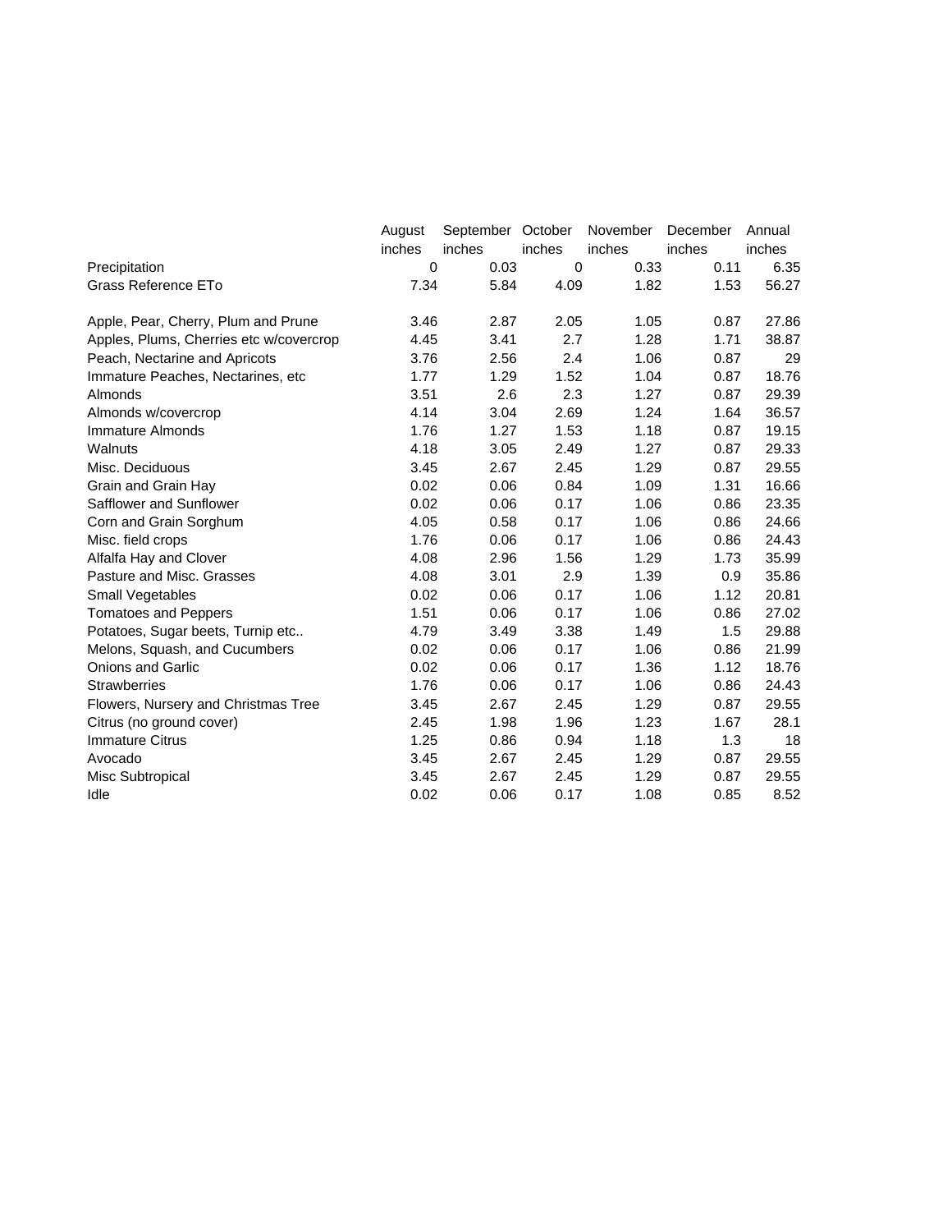| | August inches | September inches | October inches | November inches | December inches | Annual inches |
|---|---|---|---|---|---|---|
| Precipitation | 0 | 0.03 | 0 | 0.33 | 0.11 | 6.35 |
| Grass Reference ETo | 7.34 | 5.84 | 4.09 | 1.82 | 1.53 | 56.27 |
| | | | | | | |
| Apple, Pear, Cherry, Plum and Prune | 3.46 | 2.87 | 2.05 | 1.05 | 0.87 | 27.86 |
| Apples, Plums, Cherries etc w/covercrop | 4.45 | 3.41 | 2.7 | 1.28 | 1.71 | 38.87 |
| Peach, Nectarine and Apricots | 3.76 | 2.56 | 2.4 | 1.06 | 0.87 | 29 |
| Immature Peaches, Nectarines, etc | 1.77 | 1.29 | 1.52 | 1.04 | 0.87 | 18.76 |
| Almonds | 3.51 | 2.6 | 2.3 | 1.27 | 0.87 | 29.39 |
| Almonds w/covercrop | 4.14 | 3.04 | 2.69 | 1.24 | 1.64 | 36.57 |
| Immature Almonds | 1.76 | 1.27 | 1.53 | 1.18 | 0.87 | 19.15 |
| Walnuts | 4.18 | 3.05 | 2.49 | 1.27 | 0.87 | 29.33 |
| Misc. Deciduous | 3.45 | 2.67 | 2.45 | 1.29 | 0.87 | 29.55 |
| Grain and Grain Hay | 0.02 | 0.06 | 0.84 | 1.09 | 1.31 | 16.66 |
| Safflower and Sunflower | 0.02 | 0.06 | 0.17 | 1.06 | 0.86 | 23.35 |
| Corn and Grain Sorghum | 4.05 | 0.58 | 0.17 | 1.06 | 0.86 | 24.66 |
| Misc. field crops | 1.76 | 0.06 | 0.17 | 1.06 | 0.86 | 24.43 |
| Alfalfa Hay and Clover | 4.08 | 2.96 | 1.56 | 1.29 | 1.73 | 35.99 |
| Pasture and Misc. Grasses | 4.08 | 3.01 | 2.9 | 1.39 | 0.9 | 35.86 |
| Small Vegetables | 0.02 | 0.06 | 0.17 | 1.06 | 1.12 | 20.81 |
| Tomatoes and Peppers | 1.51 | 0.06 | 0.17 | 1.06 | 0.86 | 27.02 |
| Potatoes, Sugar beets, Turnip etc.. | 4.79 | 3.49 | 3.38 | 1.49 | 1.5 | 29.88 |
| Melons, Squash, and Cucumbers | 0.02 | 0.06 | 0.17 | 1.06 | 0.86 | 21.99 |
| Onions and Garlic | 0.02 | 0.06 | 0.17 | 1.36 | 1.12 | 18.76 |
| Strawberries | 1.76 | 0.06 | 0.17 | 1.06 | 0.86 | 24.43 |
| Flowers, Nursery and Christmas Tree | 3.45 | 2.67 | 2.45 | 1.29 | 0.87 | 29.55 |
| Citrus (no ground cover) | 2.45 | 1.98 | 1.96 | 1.23 | 1.67 | 28.1 |
| Immature Citrus | 1.25 | 0.86 | 0.94 | 1.18 | 1.3 | 18 |
| Avocado | 3.45 | 2.67 | 2.45 | 1.29 | 0.87 | 29.55 |
| Misc Subtropical | 3.45 | 2.67 | 2.45 | 1.29 | 0.87 | 29.55 |
| Idle | 0.02 | 0.06 | 0.17 | 1.08 | 0.85 | 8.52 |